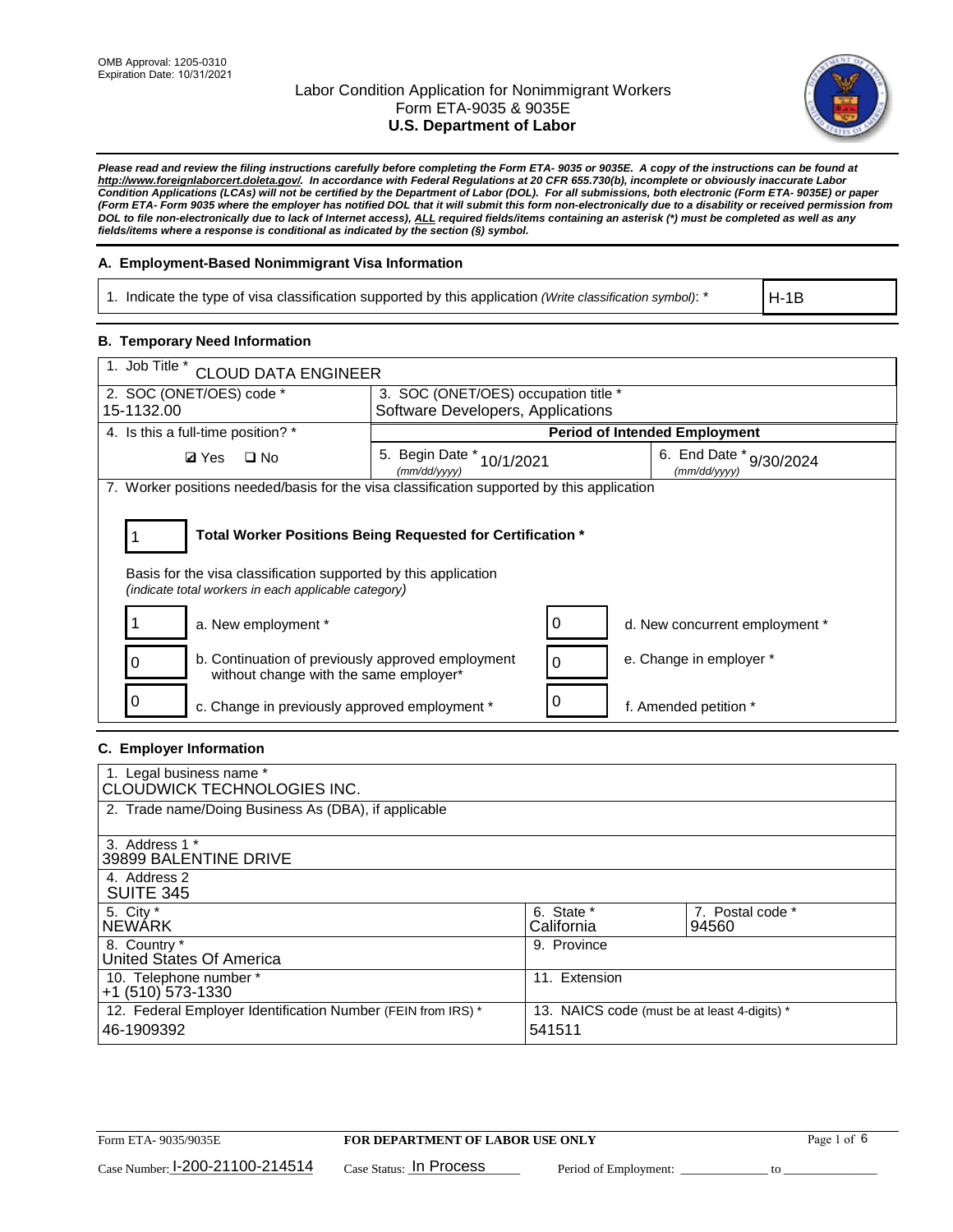OMB Approval: 1205-0310
Expiration Date: 10/31/2021

# Labor Condition Application for Nonimmigrant Workers
## Form ETA-9035 & 9035E
## U.S. Department of Labor

*Please read and review the filing instructions carefully before completing the Form ETA- 9035 or 9035E. A copy of the instructions can be found at http://www.foreignlaborcert.doleta.gov/. In accordance with Federal Regulations at 20 CFR 655.730(b), incomplete or obviously inaccurate Labor Condition Applications (LCAs) will not be certified by the Department of Labor (DOL). For all submissions, both electronic (Form ETA- 9035E) or paper (Form ETA- Form 9035 where the employer has notified DOL that it will submit this form non-electronically due to a disability or received permission from DOL to file non-electronically due to lack of Internet access), ALL required fields/items containing an asterisk (*) must be completed as well as any fields/items where a response is conditional as indicated by the section (§) symbol.*

### A. Employment-Based Nonimmigrant Visa Information

| 1. Indicate the type of visa classification supported by this application *(Write classification symbol)*: * | H-1B |
|---|---|

### B. Temporary Need Information

| 1. Job Title * CLOUD DATA ENGINEER | | |
|---|---|---|
| 2. SOC (ONET/OES) code * 15-1132.00 | 3. SOC (ONET/OES) occupation title * Software Developers, Applications | |
| 4. Is this a full-time position? * | Period of Intended Employment | |
| ☑ Yes ☐ No | 5. Begin Date * (mm/dd/yyyy) 10/1/2021 | 6. End Date * (mm/dd/yyyy) 9/30/2024 |

7. Worker positions needed/basis for the visa classification supported by this application

**1** — **Total Worker Positions Being Requested for Certification ***

Basis for the visa classification supported by this application
*(indicate total workers in each applicable category)*

| Count | Category | Count | Category |
|---|---|---|---|
| 1 | a. New employment * | 0 | d. New concurrent employment * |
| 0 | b. Continuation of previously approved employment without change with the same employer* | 0 | e. Change in employer * |
| 0 | c. Change in previously approved employment * | 0 | f. Amended petition * |

### C. Employer Information

| 1. Legal business name * CLOUDWICK TECHNOLOGIES INC. | | |
|---|---|---|
| 2. Trade name/Doing Business As (DBA), if applicable | | |
| 3. Address 1 * 39899 BALENTINE DRIVE | | |
| 4. Address 2 SUITE 345 | | |
| 5. City * NEWARK | 6. State * California | 7. Postal code * 94560 |
| 8. Country * United States Of America | 9. Province | |
| 10. Telephone number * +1 (510) 573-1330 | 11. Extension | |
| 12. Federal Employer Identification Number (FEIN from IRS) * 46-1909392 | 13. NAICS code (must be at least 4-digits) * 541511 | |

Form ETA- 9035/9035E — **FOR DEPARTMENT OF LABOR USE ONLY**

Case Number: I-200-21100-214514 Case Status: In Process Period of Employment: ____________ to ____________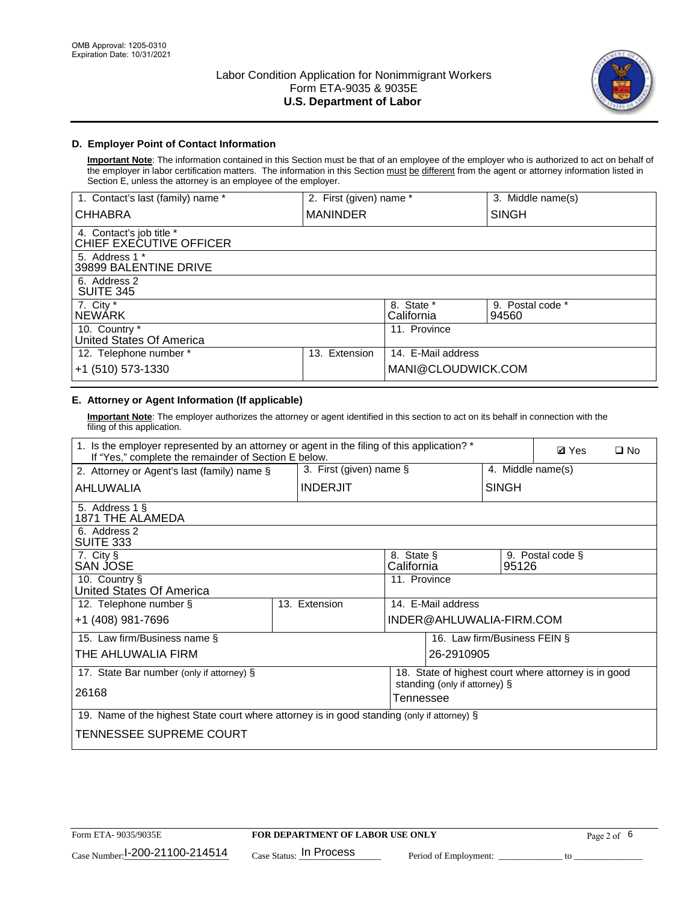## D. Employer Point of Contact Information

**Important Note**: The information contained in this Section must be that of an employee of the employer who is authorized to act on behalf of the employer in labor certification matters. The information in this Section must be different from the agent or attorney information listed in Section E, unless the attorney is an employee of the employer.

| 1. Contact's last (family) name * | 2. First (given) name * | | 3. Middle name(s) |
|---|---|---|---|
| CHHABRA | MANINDER | | SINGH |
| 4. Contact's job title * CHIEF EXECUTIVE OFFICER | | | |
| 5. Address 1 * 39899 BALENTINE DRIVE | | | |
| 6. Address 2 SUITE 345 | | | |
| 7. City * NEWARK | | 8. State * California | 9. Postal code * 94560 |
| 10. Country * United States Of America | | 11. Province | |
| 12. Telephone number * | 13. Extension | 14. E-Mail address | |
| +1 (510) 573-1330 | | MANI@CLOUDWICK.COM | |

## E. Attorney or Agent Information (If applicable)

**Important Note**: The employer authorizes the attorney or agent identified in this section to act on its behalf in connection with the filing of this application.

| 1. Is the employer represented by an attorney or agent in the filing of this application? * If "Yes," complete the remainder of Section E below. | | | ☑ Yes ☐ No |
|---|---|---|---|
| 2. Attorney or Agent's last (family) name § | 3. First (given) name § | | 4. Middle name(s) |
| AHLUWALIA | INDERJIT | | SINGH |
| 5. Address 1 § 1871 THE ALAMEDA | | | |
| 6. Address 2 SUITE 333 | | | |
| 7. City § SAN JOSE | | 8. State § California | 9. Postal code § 95126 |
| 10. Country § United States Of America | | 11. Province | |
| 12. Telephone number § | 13. Extension | 14. E-Mail address | |
| +1 (408) 981-7696 | | INDER@AHLUWALIA-FIRM.COM | |
| 15. Law firm/Business name § | | 16. Law firm/Business FEIN § | |
| THE AHLUWALIA FIRM | | 26-2910905 | |
| 17. State Bar number (only if attorney) § | | 18. State of highest court where attorney is in good standing (only if attorney) § | |
| 26168 | | Tennessee | |
| 19. Name of the highest State court where attorney is in good standing (only if attorney) § | | | |
| TENNESSEE SUPREME COURT | | | |

Form ETA- 9035/9035E | **FOR DEPARTMENT OF LABOR USE ONLY**

Case Number: I-200-21100-214514 Case Status: In Process Period of Employment: _____________ to _____________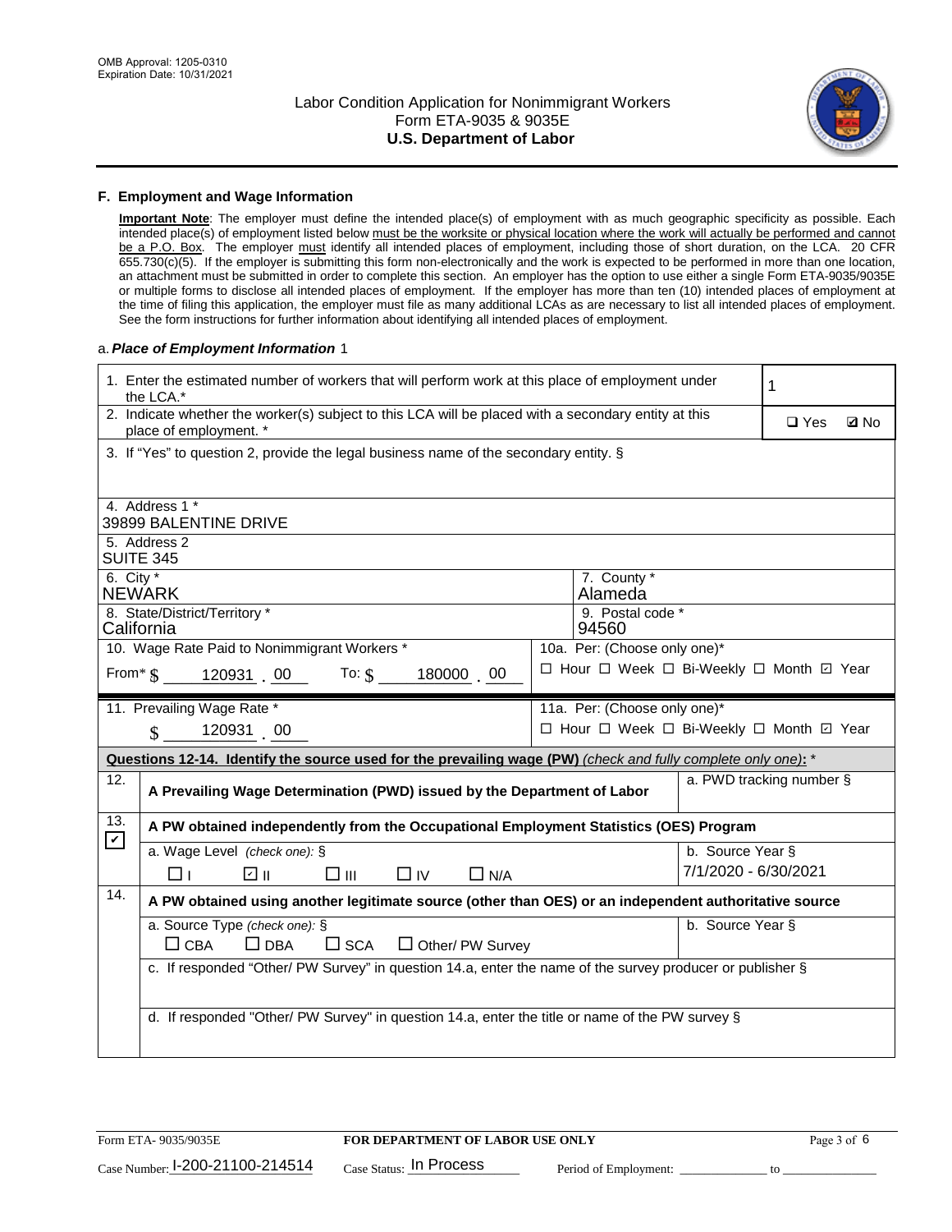OMB Approval: 1205-0310
Expiration Date: 10/31/2021

# Labor Condition Application for Nonimmigrant Workers
## Form ETA-9035 & 9035E
## U.S. Department of Labor

### F. Employment and Wage Information

**Important Note**: The employer must define the intended place(s) of employment with as much geographic specificity as possible. Each intended place(s) of employment listed below must be the worksite or physical location where the work will actually be performed and cannot be a P.O. Box. The employer must identify all intended places of employment, including those of short duration, on the LCA. 20 CFR 655.730(c)(5). If the employer is submitting this form non-electronically and the work is expected to be performed in more than one location, an attachment must be submitted in order to complete this section. An employer has the option to use either a single Form ETA-9035/9035E or multiple forms to disclose all intended places of employment. If the employer has more than ten (10) intended places of employment at the time of filing this application, the employer must file as many additional LCAs as are necessary to list all intended places of employment. See the form instructions for further information about identifying all intended places of employment.

a. ***Place of Employment Information*** 1

| | |
|---|---|
| 1. Enter the estimated number of workers that will perform work at this place of employment under the LCA.* | 1 |
| 2. Indicate whether the worker(s) subject to this LCA will be placed with a secondary entity at this place of employment. * | ☐ Yes ☑ No |
| 3. If "Yes" to question 2, provide the legal business name of the secondary entity. § | |
| 4. Address 1 * 39899 BALENTINE DRIVE | |
| 5. Address 2 SUITE 345 | |
| 6. City * NEWARK | 7. County * Alameda |
| 8. State/District/Territory * California | 9. Postal code * 94560 |
| 10. Wage Rate Paid to Nonimmigrant Workers * From* $ 120931 . 00 To: $ 180000 . 00 | 10a. Per: (Choose only one)* ☐ Hour ☐ Week ☐ Bi-Weekly ☐ Month ☑ Year |
| 11. Prevailing Wage Rate * $ 120931 . 00 | 11a. Per: (Choose only one)* ☐ Hour ☐ Week ☐ Bi-Weekly ☐ Month ☑ Year |

**Questions 12-14. Identify the source used for the prevailing wage (PW)** *(check and fully complete only one)*: *

| | | |
|---|---|---|
| 12. ☐ | A Prevailing Wage Determination (PWD) issued by the Department of Labor | a. PWD tracking number § |
| 13. ☑ | A PW obtained independently from the Occupational Employment Statistics (OES) Program | |
| | a. Wage Level *(check one)*: § ☐ I ☑ II ☐ III ☐ IV ☐ N/A | b. Source Year § 7/1/2020 - 6/30/2021 |
| 14. ☐ | A PW obtained using another legitimate source (other than OES) or an independent authoritative source | |
| | a. Source Type *(check one)*: § ☐ CBA ☐ DBA ☐ SCA ☐ Other/ PW Survey | b. Source Year § |
| | c. If responded "Other/ PW Survey" in question 14.a, enter the name of the survey producer or publisher § | |
| | d. If responded "Other/ PW Survey" in question 14.a, enter the title or name of the PW survey § | |

Form ETA- 9035/9035E | FOR DEPARTMENT OF LABOR USE ONLY

Case Number: I-200-21100-214514 Case Status: In Process Period of Employment: _____________ to _____________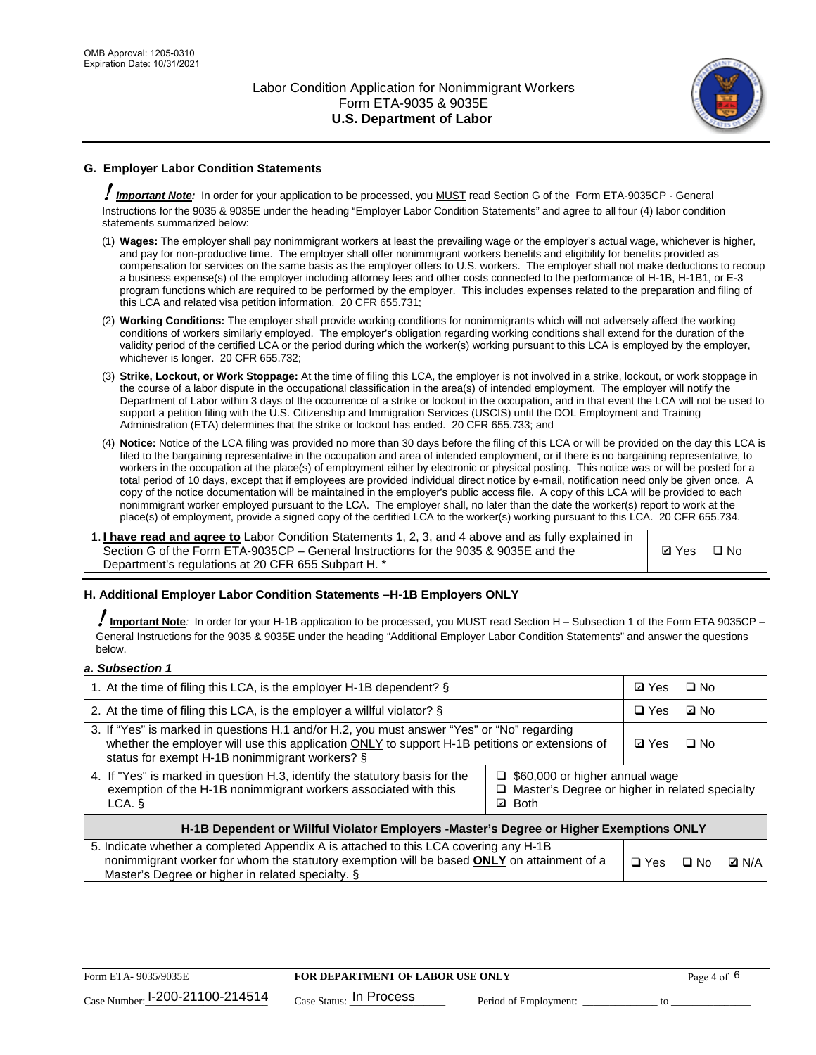## G. Employer Labor Condition Statements

**! Important Note:** In order for your application to be processed, you MUST read Section G of the Form ETA-9035CP - General Instructions for the 9035 & 9035E under the heading "Employer Labor Condition Statements" and agree to all four (4) labor condition statements summarized below:

(1) **Wages:** The employer shall pay nonimmigrant workers at least the prevailing wage or the employer's actual wage, whichever is higher, and pay for non-productive time. The employer shall offer nonimmigrant workers benefits and eligibility for benefits provided as compensation for services on the same basis as the employer offers to U.S. workers. The employer shall not make deductions to recoup a business expense(s) of the employer including attorney fees and other costs connected to the performance of H-1B, H-1B1, or E-3 program functions which are required to be performed by the employer. This includes expenses related to the preparation and filing of this LCA and related visa petition information. 20 CFR 655.731;

(2) **Working Conditions:** The employer shall provide working conditions for nonimmigrants which will not adversely affect the working conditions of workers similarly employed. The employer's obligation regarding working conditions shall extend for the duration of the validity period of the certified LCA or the period during which the worker(s) working pursuant to this LCA is employed by the employer, whichever is longer. 20 CFR 655.732;

(3) **Strike, Lockout, or Work Stoppage:** At the time of filing this LCA, the employer is not involved in a strike, lockout, or work stoppage in the course of a labor dispute in the occupational classification in the area(s) of intended employment. The employer will notify the Department of Labor within 3 days of the occurrence of a strike or lockout in the occupation, and in that event the LCA will not be used to support a petition filing with the U.S. Citizenship and Immigration Services (USCIS) until the DOL Employment and Training Administration (ETA) determines that the strike or lockout has ended. 20 CFR 655.733; and

(4) **Notice:** Notice of the LCA filing was provided no more than 30 days before the filing of this LCA or will be provided on the day this LCA is filed to the bargaining representative in the occupation and area of intended employment, or if there is no bargaining representative, to workers in the occupation at the place(s) of employment either by electronic or physical posting. This notice was or will be posted for a total period of 10 days, except that if employees are provided individual direct notice by e-mail, notification need only be given once. A copy of the notice documentation will be maintained in the employer's public access file. A copy of this LCA will be provided to each nonimmigrant worker employed pursuant to the LCA. The employer shall, no later than the date the worker(s) report to work at the place(s) of employment, provide a signed copy of the certified LCA to the worker(s) working pursuant to this LCA. 20 CFR 655.734.

| | |
|---|---|
| 1. **I have read and agree to** Labor Condition Statements 1, 2, 3, and 4 above and as fully explained in Section G of the Form ETA-9035CP – General Instructions for the 9035 & 9035E and the Department's regulations at 20 CFR 655 Subpart H. * | ☑ Yes ☐ No |

## H. Additional Employer Labor Condition Statements –H-1B Employers ONLY

**! Important Note:** In order for your H-1B application to be processed, you MUST read Section H – Subsection 1 of the Form ETA 9035CP – General Instructions for the 9035 & 9035E under the heading "Additional Employer Labor Condition Statements" and answer the questions below.

***a. Subsection 1***

| | | |
|---|---|---|
| 1. At the time of filing this LCA, is the employer H-1B dependent? § | | ☑ Yes ☐ No |
| 2. At the time of filing this LCA, is the employer a willful violator? § | | ☐ Yes ☑ No |
| 3. If "Yes" is marked in questions H.1 and/or H.2, you must answer "Yes" or "No" regarding whether the employer will use this application ONLY to support H-1B petitions or extensions of status for exempt H-1B nonimmigrant workers? § | | ☑ Yes ☐ No |
| 4. If "Yes" is marked in question H.3, identify the statutory basis for the exemption of the H-1B nonimmigrant workers associated with this LCA. § | ☐ $60,000 or higher annual wage<br>☐ Master's Degree or higher in related specialty<br>☑ Both | |
| **H-1B Dependent or Willful Violator Employers -Master's Degree or Higher Exemptions ONLY** | | |
| 5. Indicate whether a completed Appendix A is attached to this LCA covering any H-1B nonimmigrant worker for whom the statutory exemption will be based **ONLY** on attainment of a Master's Degree or higher in related specialty. § | | ☐ Yes ☐ No ☑ N/A |

Form ETA- 9035/9035E | **FOR DEPARTMENT OF LABOR USE ONLY** | Case Number: I-200-21100-214514 | Case Status: In Process | Period of Employment: ____________ to ____________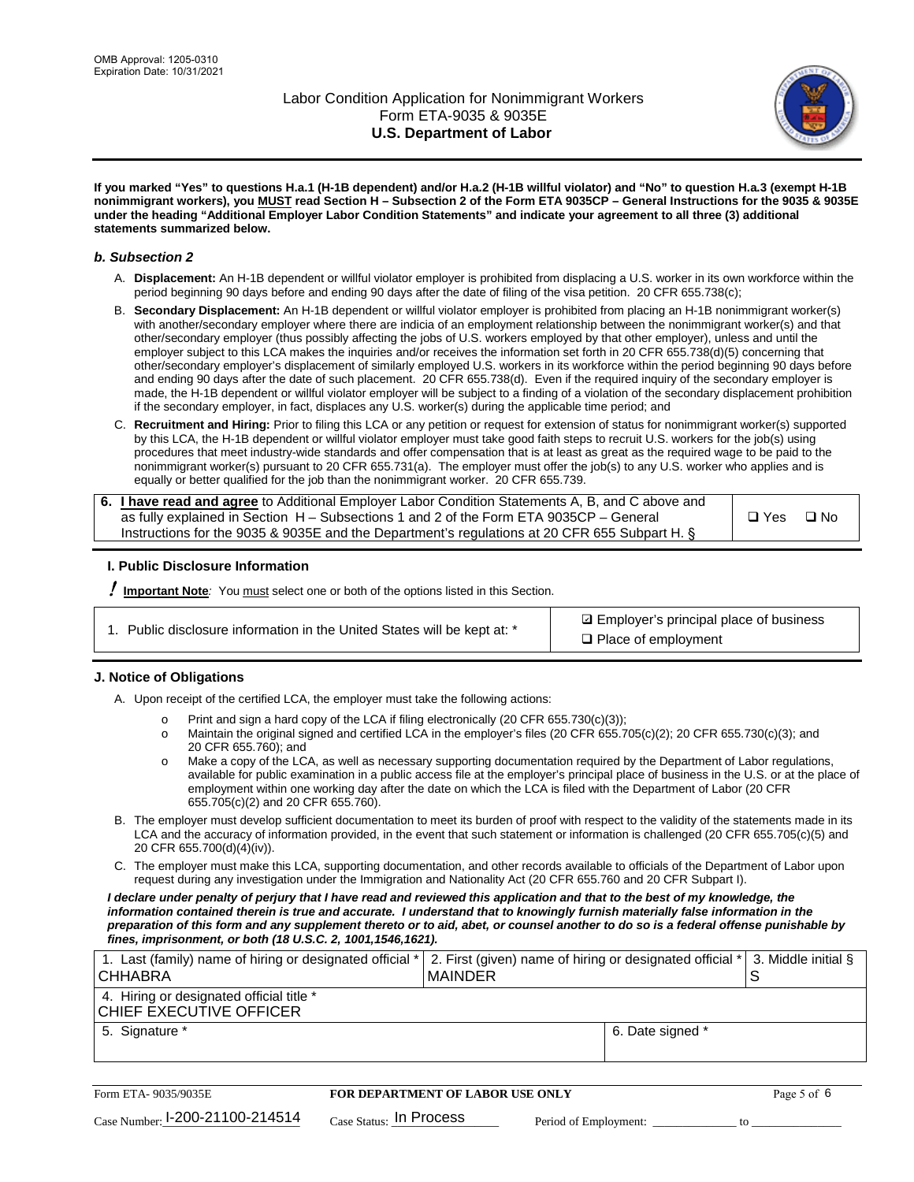**If you marked "Yes" to questions H.a.1 (H-1B dependent) and/or H.a.2 (H-1B willful violator) and "No" to question H.a.3 (exempt H-1B nonimmigrant workers), you MUST read Section H – Subsection 2 of the Form ETA 9035CP – General Instructions for the 9035 & 9035E under the heading "Additional Employer Labor Condition Statements" and indicate your agreement to all three (3) additional statements summarized below.**

### *b. Subsection 2*

A. **Displacement:** An H-1B dependent or willful violator employer is prohibited from displacing a U.S. worker in its own workforce within the period beginning 90 days before and ending 90 days after the date of filing of the visa petition. 20 CFR 655.738(c);

B. **Secondary Displacement:** An H-1B dependent or willful violator employer is prohibited from placing an H-1B nonimmigrant worker(s) with another/secondary employer where there are indicia of an employment relationship between the nonimmigrant worker(s) and that other/secondary employer (thus possibly affecting the jobs of U.S. workers employed by that other employer), unless and until the employer subject to this LCA makes the inquiries and/or receives the information set forth in 20 CFR 655.738(d)(5) concerning that other/secondary employer's displacement of similarly employed U.S. workers in its workforce within the period beginning 90 days before and ending 90 days after the date of such placement. 20 CFR 655.738(d). Even if the required inquiry of the secondary employer is made, the H-1B dependent or willful violator employer will be subject to a finding of a violation of the secondary displacement prohibition if the secondary employer, in fact, displaces any U.S. worker(s) during the applicable time period; and

C. **Recruitment and Hiring:** Prior to filing this LCA or any petition or request for extension of status for nonimmigrant worker(s) supported by this LCA, the H-1B dependent or willful violator employer must take good faith steps to recruit U.S. workers for the job(s) using procedures that meet industry-wide standards and offer compensation that is at least as great as the required wage to be paid to the nonimmigrant worker(s) pursuant to 20 CFR 655.731(a). The employer must offer the job(s) to any U.S. worker who applies and is equally or better qualified for the job than the nonimmigrant worker. 20 CFR 655.739.

| 6. **I have read and agree** to Additional Employer Labor Condition Statements A, B, and C above and as fully explained in Section H – Subsections 1 and 2 of the Form ETA 9035CP – General Instructions for the 9035 & 9035E and the Department's regulations at 20 CFR 655 Subpart H. § | ❑ Yes ❑ No |
|---|---|

### I. Public Disclosure Information

**! Important Note**: You must select one or both of the options listed in this Section.

| 1. Public disclosure information in the United States will be kept at: * | ☑ Employer's principal place of business<br>❑ Place of employment |
|---|---|

### J. Notice of Obligations

A. Upon receipt of the certified LCA, the employer must take the following actions:

- o Print and sign a hard copy of the LCA if filing electronically (20 CFR 655.730(c)(3));
- o Maintain the original signed and certified LCA in the employer's files (20 CFR 655.705(c)(2); 20 CFR 655.730(c)(3); and 20 CFR 655.760); and
- o Make a copy of the LCA, as well as necessary supporting documentation required by the Department of Labor regulations, available for public examination in a public access file at the employer's principal place of business in the U.S. or at the place of employment within one working day after the date on which the LCA is filed with the Department of Labor (20 CFR 655.705(c)(2) and 20 CFR 655.760).

B. The employer must develop sufficient documentation to meet its burden of proof with respect to the validity of the statements made in its LCA and the accuracy of information provided, in the event that such statement or information is challenged (20 CFR 655.705(c)(5) and 20 CFR 655.700(d)(4)(iv)).

C. The employer must make this LCA, supporting documentation, and other records available to officials of the Department of Labor upon request during any investigation under the Immigration and Nationality Act (20 CFR 655.760 and 20 CFR Subpart I).

***I declare under penalty of perjury that I have read and reviewed this application and that to the best of my knowledge, the information contained therein is true and accurate. I understand that to knowingly furnish materially false information in the preparation of this form and any supplement thereto or to aid, abet, or counsel another to do so is a federal offense punishable by fines, imprisonment, or both (18 U.S.C. 2, 1001,1546,1621).***

| 1. Last (family) name of hiring or designated official * CHHABRA | 2. First (given) name of hiring or designated official * MAINDER | 3. Middle initial § S |
|---|---|---|
| 4. Hiring or designated official title * CHIEF EXECUTIVE OFFICER | | |
| 5. Signature * | 6. Date signed * | |

| Form ETA- 9035/9035E | FOR DEPARTMENT OF LABOR USE ONLY | |
|---|---|---|
| Case Number: I-200-21100-214514 | Case Status: In Process | Period of Employment: _____________ to _____________ |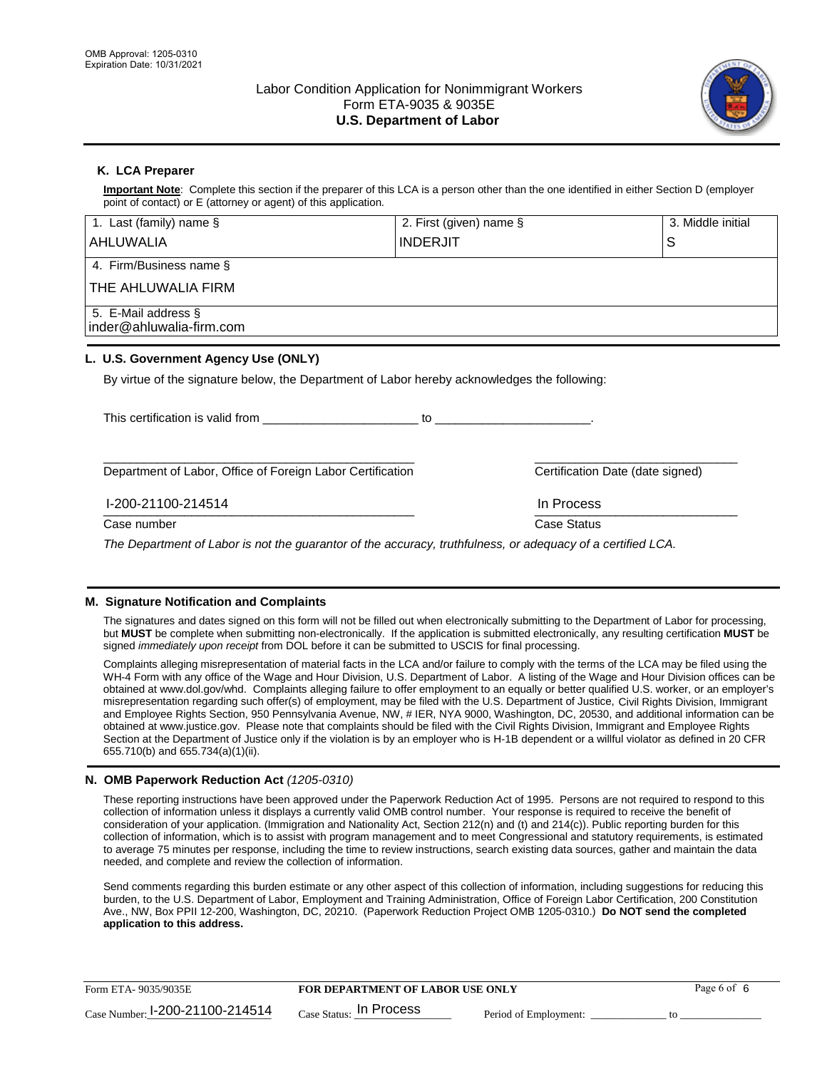OMB Approval: 1205-0310
Expiration Date: 10/31/2021

# Labor Condition Application for Nonimmigrant Workers
# Form ETA-9035 & 9035E
# U.S. Department of Labor

## K. LCA Preparer

**Important Note**: Complete this section if the preparer of this LCA is a person other than the one identified in either Section D (employer point of contact) or E (attorney or agent) of this application.

| 1. Last (family) name § | 2. First (given) name § | 3. Middle initial |
|---|---|---|
| AHLUWALIA | INDERJIT | S |
| 4. Firm/Business name § | | |
| THE AHLUWALIA FIRM | | |
| 5. E-Mail address § | | |
| inder@ahluwalia-firm.com | | |

## L. U.S. Government Agency Use (ONLY)

By virtue of the signature below, the Department of Labor hereby acknowledges the following:

This certification is valid from _______________________ to _______________________.

_______________________________________________
Department of Labor, Office of Foreign Labor Certification

_______________________________
Certification Date (date signed)

I-200-21100-214514
Case number

In Process
Case Status

*The Department of Labor is not the guarantor of the accuracy, truthfulness, or adequacy of a certified LCA.*

## M. Signature Notification and Complaints

The signatures and dates signed on this form will not be filled out when electronically submitting to the Department of Labor for processing, but **MUST** be complete when submitting non-electronically. If the application is submitted electronically, any resulting certification **MUST** be signed *immediately upon receipt* from DOL before it can be submitted to USCIS for final processing.

Complaints alleging misrepresentation of material facts in the LCA and/or failure to comply with the terms of the LCA may be filed using the WH-4 Form with any office of the Wage and Hour Division, U.S. Department of Labor. A listing of the Wage and Hour Division offices can be obtained at www.dol.gov/whd. Complaints alleging failure to offer employment to an equally or better qualified U.S. worker, or an employer's misrepresentation regarding such offer(s) of employment, may be filed with the U.S. Department of Justice, Civil Rights Division, Immigrant and Employee Rights Section, 950 Pennsylvania Avenue, NW, # IER, NYA 9000, Washington, DC, 20530, and additional information can be obtained at www.justice.gov. Please note that complaints should be filed with the Civil Rights Division, Immigrant and Employee Rights Section at the Department of Justice only if the violation is by an employer who is H-1B dependent or a willful violator as defined in 20 CFR 655.710(b) and 655.734(a)(1)(ii).

## N. OMB Paperwork Reduction Act *(1205-0310)*

These reporting instructions have been approved under the Paperwork Reduction Act of 1995. Persons are not required to respond to this collection of information unless it displays a currently valid OMB control number. Your response is required to receive the benefit of consideration of your application. (Immigration and Nationality Act, Section 212(n) and (t) and 214(c)). Public reporting burden for this collection of information, which is to assist with program management and to meet Congressional and statutory requirements, is estimated to average 75 minutes per response, including the time to review instructions, search existing data sources, gather and maintain the data needed, and complete and review the collection of information.

Send comments regarding this burden estimate or any other aspect of this collection of information, including suggestions for reducing this burden, to the U.S. Department of Labor, Employment and Training Administration, Office of Foreign Labor Certification, 200 Constitution Ave., NW, Box PPII 12-200, Washington, DC, 20210. (Paperwork Reduction Project OMB 1205-0310.) **Do NOT send the completed application to this address.**

Form ETA- 9035/9035E | **FOR DEPARTMENT OF LABOR USE ONLY**

Case Number: I-200-21100-214514 Case Status: In Process Period of Employment: _____________ to _____________